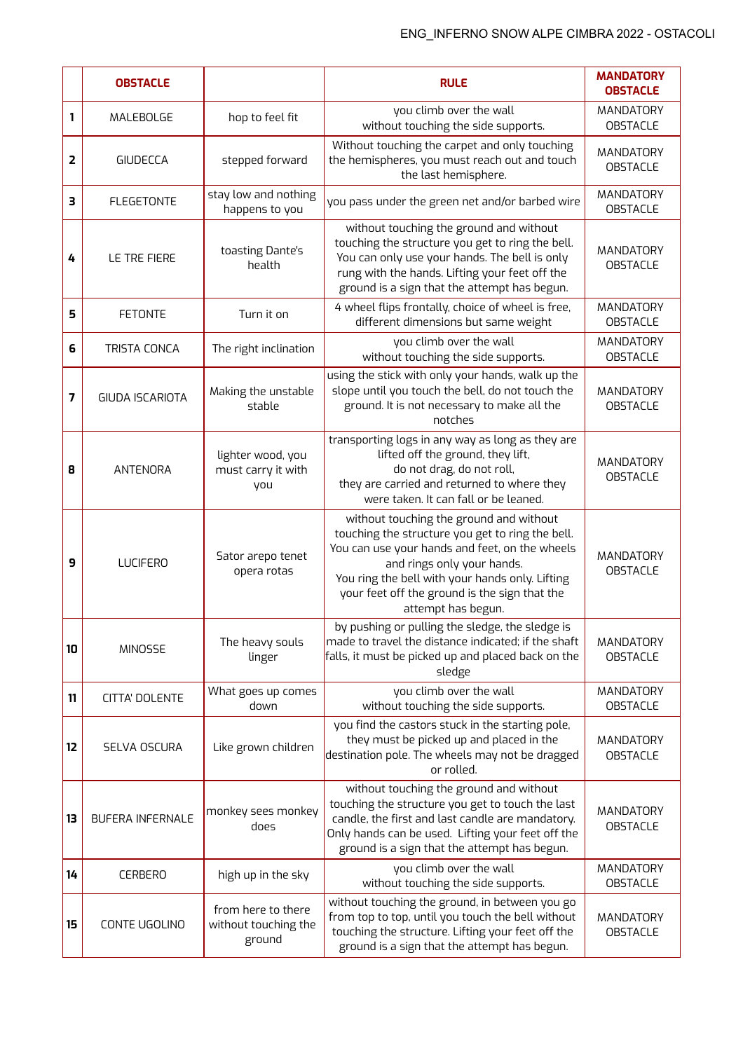| | **OBSTACLE** | | **RULE** | **MANDATORY OBSTACLE** |
|---|---|---|---|---|
| 1 | MALEBOLGE | hop to feel fit | you climb over the wall without touching the side supports. | MANDATORY OBSTACLE |
| 2 | GIUDECCA | stepped forward | Without touching the carpet and only touching the hemispheres, you must reach out and touch the last hemisphere. | MANDATORY OBSTACLE |
| 3 | FLEGETONTE | stay low and nothing happens to you | you pass under the green net and/or barbed wire | MANDATORY OBSTACLE |
| 4 | LE TRE FIERE | toasting Dante's health | without touching the ground and without touching the structure you get to ring the bell. You can only use your hands. The bell is only rung with the hands. Lifting your feet off the ground is a sign that the attempt has begun. | MANDATORY OBSTACLE |
| 5 | FETONTE | Turn it on | 4 wheel flips frontally, choice of wheel is free, different dimensions but same weight | MANDATORY OBSTACLE |
| 6 | TRISTA CONCA | The right inclination | you climb over the wall without touching the side supports. | MANDATORY OBSTACLE |
| 7 | GIUDA ISCARIOTA | Making the unstable stable | using the stick with only your hands, walk up the slope until you touch the bell, do not touch the ground. It is not necessary to make all the notches | MANDATORY OBSTACLE |
| 8 | ANTENORA | lighter wood, you must carry it with you | transporting logs in any way as long as they are lifted off the ground, they lift, do not drag, do not roll, they are carried and returned to where they were taken. It can fall or be leaned. | MANDATORY OBSTACLE |
| 9 | LUCIFERO | Sator arepo tenet opera rotas | without touching the ground and without touching the structure you get to ring the bell. You can use your hands and feet, on the wheels and rings only your hands. You ring the bell with your hands only. Lifting your feet off the ground is the sign that the attempt has begun. | MANDATORY OBSTACLE |
| 10 | MINOSSE | The heavy souls linger | by pushing or pulling the sledge, the sledge is made to travel the distance indicated; if the shaft falls, it must be picked up and placed back on the sledge | MANDATORY OBSTACLE |
| 11 | CITTA' DOLENTE | What goes up comes down | you climb over the wall without touching the side supports. | MANDATORY OBSTACLE |
| 12 | SELVA OSCURA | Like grown children | you find the castors stuck in the starting pole, they must be picked up and placed in the destination pole. The wheels may not be dragged or rolled. | MANDATORY OBSTACLE |
| 13 | BUFERA INFERNALE | monkey sees monkey does | without touching the ground and without touching the structure you get to touch the last candle, the first and last candle are mandatory. Only hands can be used. Lifting your feet off the ground is a sign that the attempt has begun. | MANDATORY OBSTACLE |
| 14 | CERBERO | high up in the sky | you climb over the wall without touching the side supports. | MANDATORY OBSTACLE |
| 15 | CONTE UGOLINO | from here to there without touching the ground | without touching the ground, in between you go from top to top, until you touch the bell without touching the structure. Lifting your feet off the ground is a sign that the attempt has begun. | MANDATORY OBSTACLE |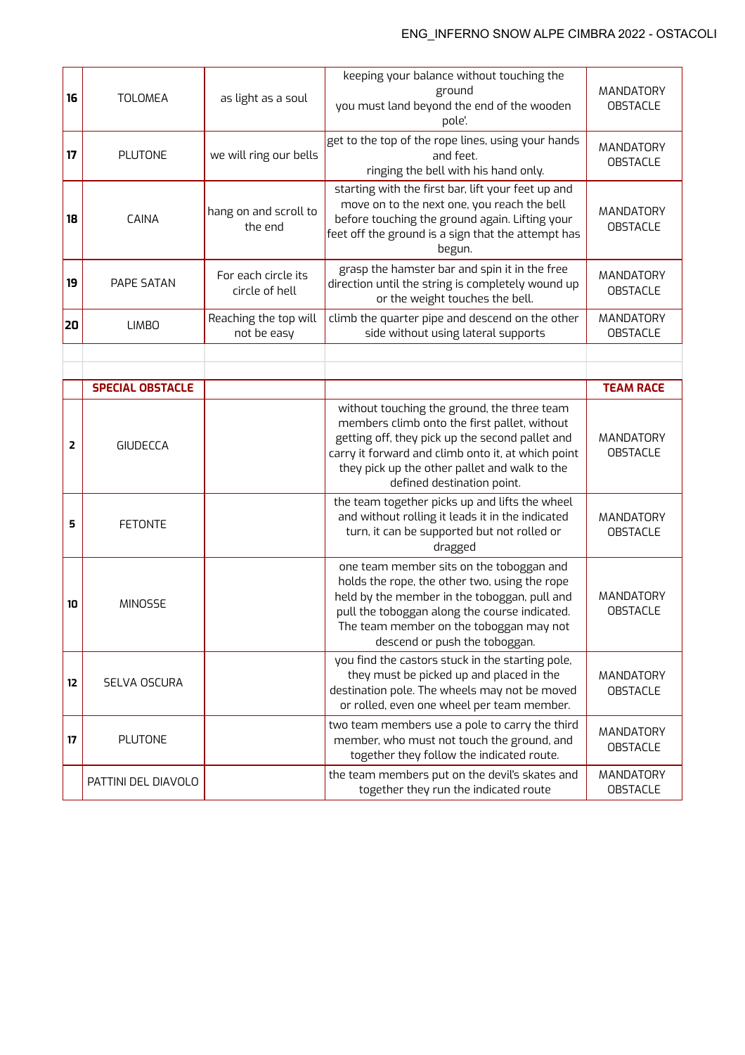| | | | | |
|---|---|---|---|---|
| **16** | TOLOMEA | as light as a soul | keeping your balance without touching the ground<br>you must land beyond the end of the wooden pole'. | MANDATORY OBSTACLE |
| **17** | PLUTONE | we will ring our bells | get to the top of the rope lines, using your hands and feet.<br>ringing the bell with his hand only. | MANDATORY OBSTACLE |
| **18** | CAINA | hang on and scroll to the end | starting with the first bar, lift your feet up and move on to the next one, you reach the bell before touching the ground again. Lifting your feet off the ground is a sign that the attempt has begun. | MANDATORY OBSTACLE |
| **19** | PAPE SATAN | For each circle its circle of hell | grasp the hamster bar and spin it in the free direction until the string is completely wound up or the weight touches the bell. | MANDATORY OBSTACLE |
| **20** | LIMBO | Reaching the top will not be easy | climb the quarter pipe and descend on the other side without using lateral supports | MANDATORY OBSTACLE |
| | | | | |
| | | | | |
| | **SPECIAL OBSTACLE** | | | **TEAM RACE** |
| **2** | GIUDECCA | | without touching the ground, the three team members climb onto the first pallet, without getting off, they pick up the second pallet and carry it forward and climb onto it, at which point they pick up the other pallet and walk to the defined destination point. | MANDATORY OBSTACLE |
| **5** | FETONTE | | the team together picks up and lifts the wheel and without rolling it leads it in the indicated turn, it can be supported but not rolled or dragged | MANDATORY OBSTACLE |
| **10** | MINOSSE | | one team member sits on the toboggan and holds the rope, the other two, using the rope held by the member in the toboggan, pull and pull the toboggan along the course indicated. The team member on the toboggan may not descend or push the toboggan. | MANDATORY OBSTACLE |
| **12** | SELVA OSCURA | | you find the castors stuck in the starting pole, they must be picked up and placed in the destination pole. The wheels may not be moved or rolled, even one wheel per team member. | MANDATORY OBSTACLE |
| **17** | PLUTONE | | two team members use a pole to carry the third member, who must not touch the ground, and together they follow the indicated route. | MANDATORY OBSTACLE |
| | PATTINI DEL DIAVOLO | | the team members put on the devil's skates and together they run the indicated route | MANDATORY OBSTACLE |